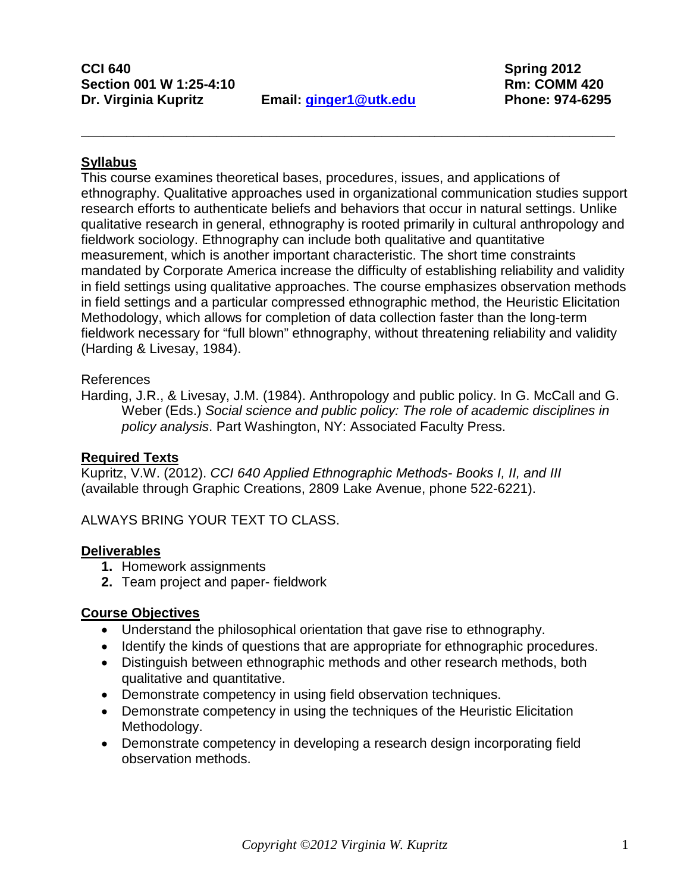**CCI 640** **Spring 2012**
**Section 001 W 1:25-4:10** **Rm: COMM 420**
**Dr. Virginia Kupritz** **Email: ginger1@utk.edu** **Phone: 974-6295**

---

## Syllabus

This course examines theoretical bases, procedures, issues, and applications of ethnography. Qualitative approaches used in organizational communication studies support research efforts to authenticate beliefs and behaviors that occur in natural settings. Unlike qualitative research in general, ethnography is rooted primarily in cultural anthropology and fieldwork sociology. Ethnography can include both qualitative and quantitative measurement, which is another important characteristic. The short time constraints mandated by Corporate America increase the difficulty of establishing reliability and validity in field settings using qualitative approaches. The course emphasizes observation methods in field settings and a particular compressed ethnographic method, the Heuristic Elicitation Methodology, which allows for completion of data collection faster than the long-term fieldwork necessary for "full blown" ethnography, without threatening reliability and validity (Harding & Livesay, 1984).

References

Harding, J.R., & Livesay, J.M. (1984). Anthropology and public policy. In G. McCall and G. Weber (Eds.) *Social science and public policy: The role of academic disciplines in policy analysis*. Part Washington, NY: Associated Faculty Press.

## Required Texts

Kupritz, V.W. (2012). *CCI 640 Applied Ethnographic Methods- Books I, II, and III* (available through Graphic Creations, 2809 Lake Avenue, phone 522-6221).

ALWAYS BRING YOUR TEXT TO CLASS.

## Deliverables

1. Homework assignments
2. Team project and paper- fieldwork

## Course Objectives

- Understand the philosophical orientation that gave rise to ethnography.
- Identify the kinds of questions that are appropriate for ethnographic procedures.
- Distinguish between ethnographic methods and other research methods, both qualitative and quantitative.
- Demonstrate competency in using field observation techniques.
- Demonstrate competency in using the techniques of the Heuristic Elicitation Methodology.
- Demonstrate competency in developing a research design incorporating field observation methods.

*Copyright ©2012 Virginia W. Kupritz*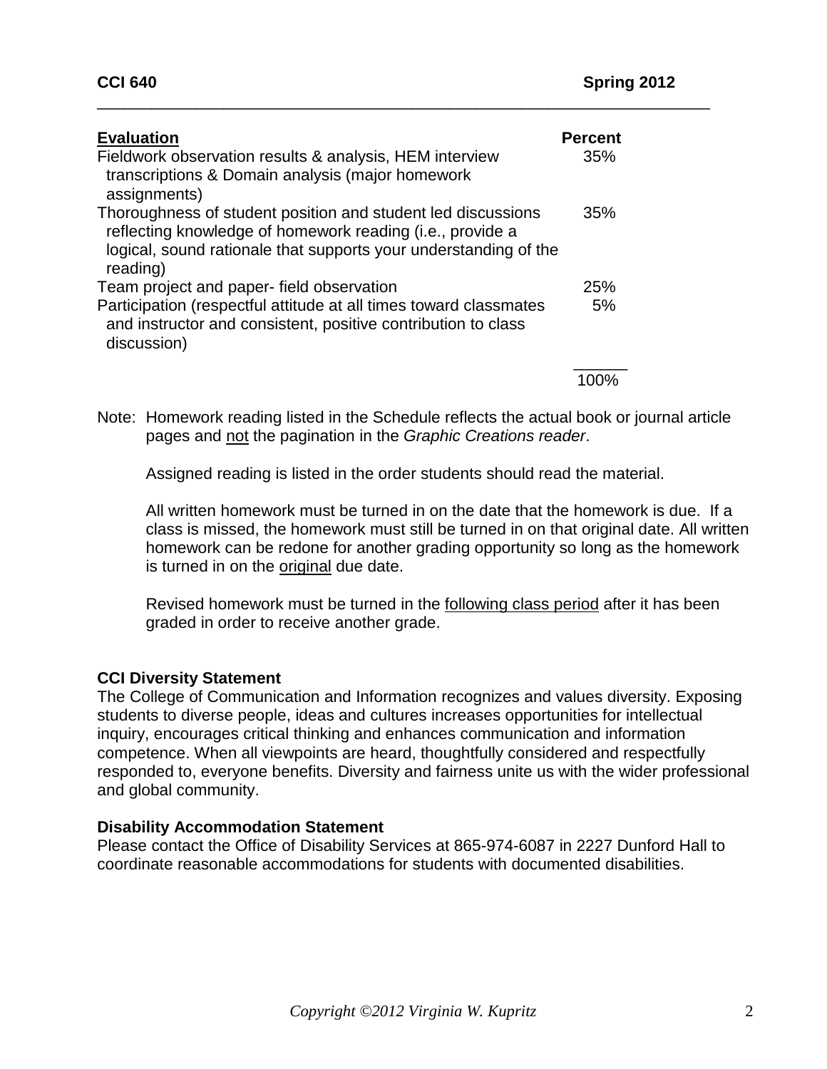| **Evaluation** | **Percent** |
|---|---|
| Fieldwork observation results & analysis, HEM interview transcriptions & Domain analysis (major homework assignments) | 35% |
| Thoroughness of student position and student led discussions reflecting knowledge of homework reading (i.e., provide a logical, sound rationale that supports your understanding of the reading) | 35% |
| Team project and paper- field observation | 25% |
| Participation (respectful attitude at all times toward classmates and instructor and consistent, positive contribution to class discussion) | 5% |
| | 100% |

Note: Homework reading listed in the Schedule reflects the actual book or journal article pages and not the pagination in the *Graphic Creations reader*.

Assigned reading is listed in the order students should read the material.

All written homework must be turned in on the date that the homework is due. If a class is missed, the homework must still be turned in on that original date. All written homework can be redone for another grading opportunity so long as the homework is turned in on the original due date.

Revised homework must be turned in the following class period after it has been graded in order to receive another grade.

**CCI Diversity Statement**

The College of Communication and Information recognizes and values diversity. Exposing students to diverse people, ideas and cultures increases opportunities for intellectual inquiry, encourages critical thinking and enhances communication and information competence. When all viewpoints are heard, thoughtfully considered and respectfully responded to, everyone benefits. Diversity and fairness unite us with the wider professional and global community.

**Disability Accommodation Statement**

Please contact the Office of Disability Services at 865-974-6087 in 2227 Dunford Hall to coordinate reasonable accommodations for students with documented disabilities.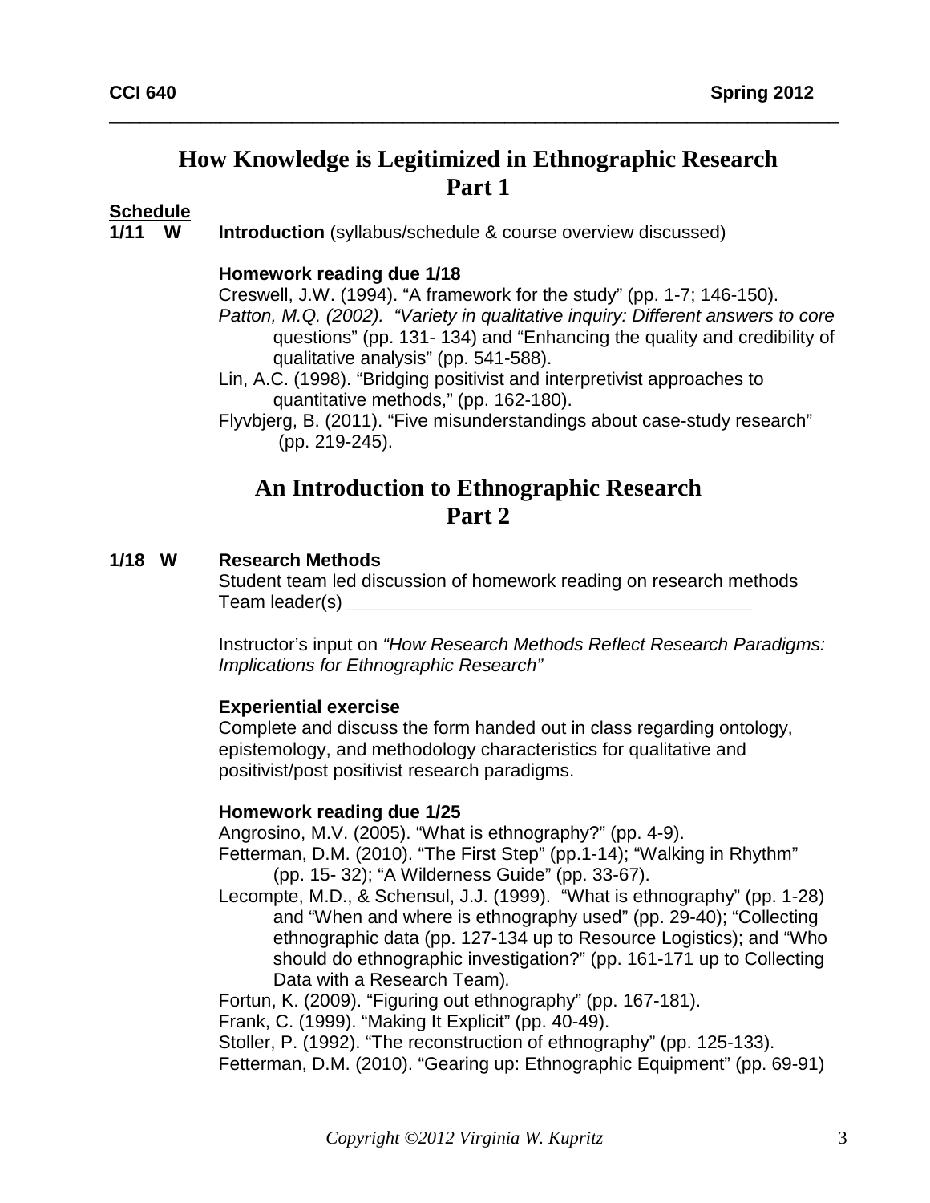# How Knowledge is Legitimized in Ethnographic Research Part 1

**Schedule**

**1/11 W** **Introduction** (syllabus/schedule & course overview discussed)

**Homework reading due 1/18**

Creswell, J.W. (1994). "A framework for the study" (pp. 1-7; 146-150).

*Patton, M.Q. (2002). "Variety in qualitative inquiry: Different answers to core* questions" (pp. 131- 134) and "Enhancing the quality and credibility of qualitative analysis" (pp. 541-588).

Lin, A.C. (1998). "Bridging positivist and interpretivist approaches to quantitative methods," (pp. 162-180).

Flyvbjerg, B. (2011). "Five misunderstandings about case-study research" (pp. 219-245).

# An Introduction to Ethnographic Research Part 2

**1/18 W** **Research Methods**

Student team led discussion of homework reading on research methods

Team leader(s) ________________________________________

Instructor's input on *"How Research Methods Reflect Research Paradigms: Implications for Ethnographic Research"*

**Experiential exercise**

Complete and discuss the form handed out in class regarding ontology, epistemology, and methodology characteristics for qualitative and positivist/post positivist research paradigms.

**Homework reading due 1/25**

Angrosino, M.V. (2005). "What is ethnography?" (pp. 4-9).

Fetterman, D.M. (2010). "The First Step" (pp.1-14); "Walking in Rhythm" (pp. 15- 32); "A Wilderness Guide" (pp. 33-67).

Lecompte, M.D., & Schensul, J.J. (1999). "What is ethnography" (pp. 1-28) and "When and where is ethnography used" (pp. 29-40); "Collecting ethnographic data (pp. 127-134 up to Resource Logistics); and "Who should do ethnographic investigation?" (pp. 161-171 up to Collecting Data with a Research Team).

Fortun, K. (2009). "Figuring out ethnography" (pp. 167-181).

Frank, C. (1999). "Making It Explicit" (pp. 40-49).

Stoller, P. (1992). "The reconstruction of ethnography" (pp. 125-133).

Fetterman, D.M. (2010). "Gearing up: Ethnographic Equipment" (pp. 69-91)

*Copyright ©2012 Virginia W. Kupritz*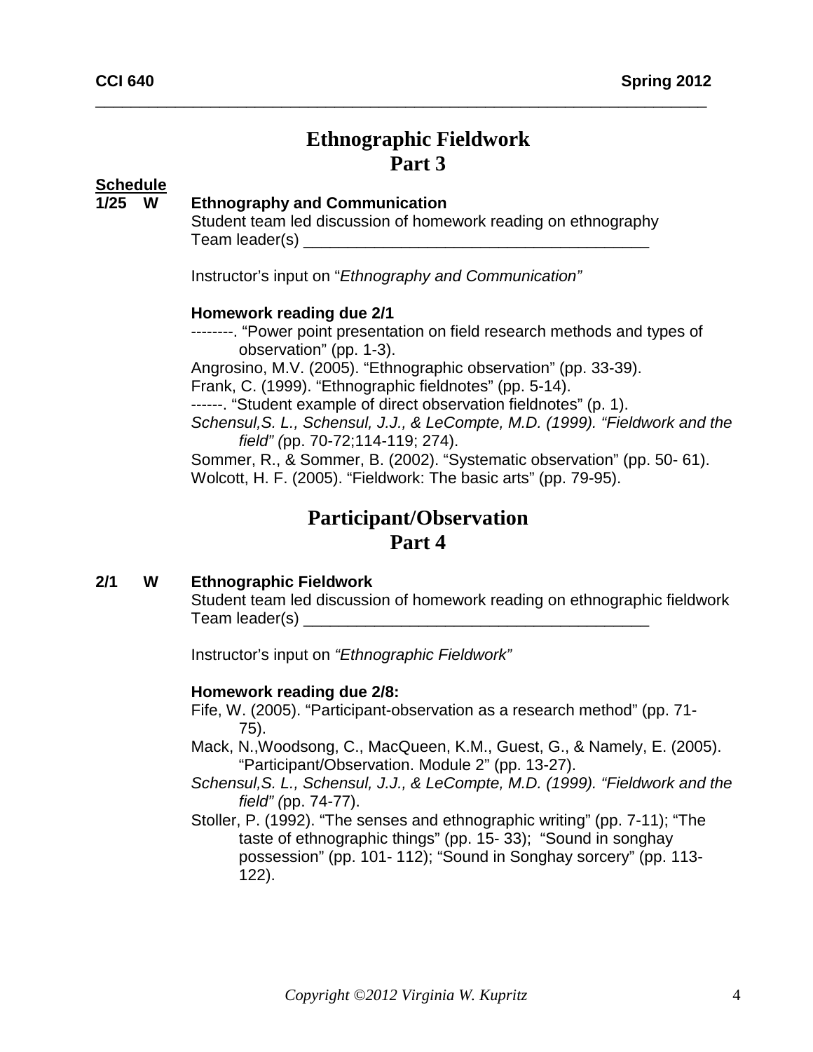# Ethnographic Fieldwork
## Part 3

**Schedule**

**1/25 W Ethnography and Communication**

Student team led discussion of homework reading on ethnography
Team leader(s) ________________________________________

Instructor's input on "*Ethnography and Communication"*

**Homework reading due 2/1**

--------. "Power point presentation on field research methods and types of observation" (pp. 1-3).
Angrosino, M.V. (2005). "Ethnographic observation" (pp. 33-39).
Frank, C. (1999). "Ethnographic fieldnotes" (pp. 5-14).
------. "Student example of direct observation fieldnotes" (p. 1).
*Schensul,S. L., Schensul, J.J., & LeCompte, M.D. (1999). "Fieldwork and the field" (*pp. 70-72;114-119; 274).
Sommer, R., & Sommer, B. (2002). "Systematic observation" (pp. 50- 61).
Wolcott, H. F. (2005). "Fieldwork: The basic arts" (pp. 79-95).

# Participant/Observation
## Part 4

**2/1 W Ethnographic Fieldwork**

Student team led discussion of homework reading on ethnographic fieldwork
Team leader(s) ________________________________________

Instructor's input on *"Ethnographic Fieldwork"*

**Homework reading due 2/8:**

Fife, W. (2005). "Participant-observation as a research method" (pp. 71-75).
Mack, N.,Woodsong, C., MacQueen, K.M., Guest, G., & Namely, E. (2005). "Participant/Observation. Module 2" (pp. 13-27).
*Schensul,S. L., Schensul, J.J., & LeCompte, M.D. (1999). "Fieldwork and the field" (*pp. 74-77).
Stoller, P. (1992). "The senses and ethnographic writing" (pp. 7-11); "The taste of ethnographic things" (pp. 15- 33); "Sound in songhay possession" (pp. 101- 112); "Sound in Songhay sorcery" (pp. 113-122).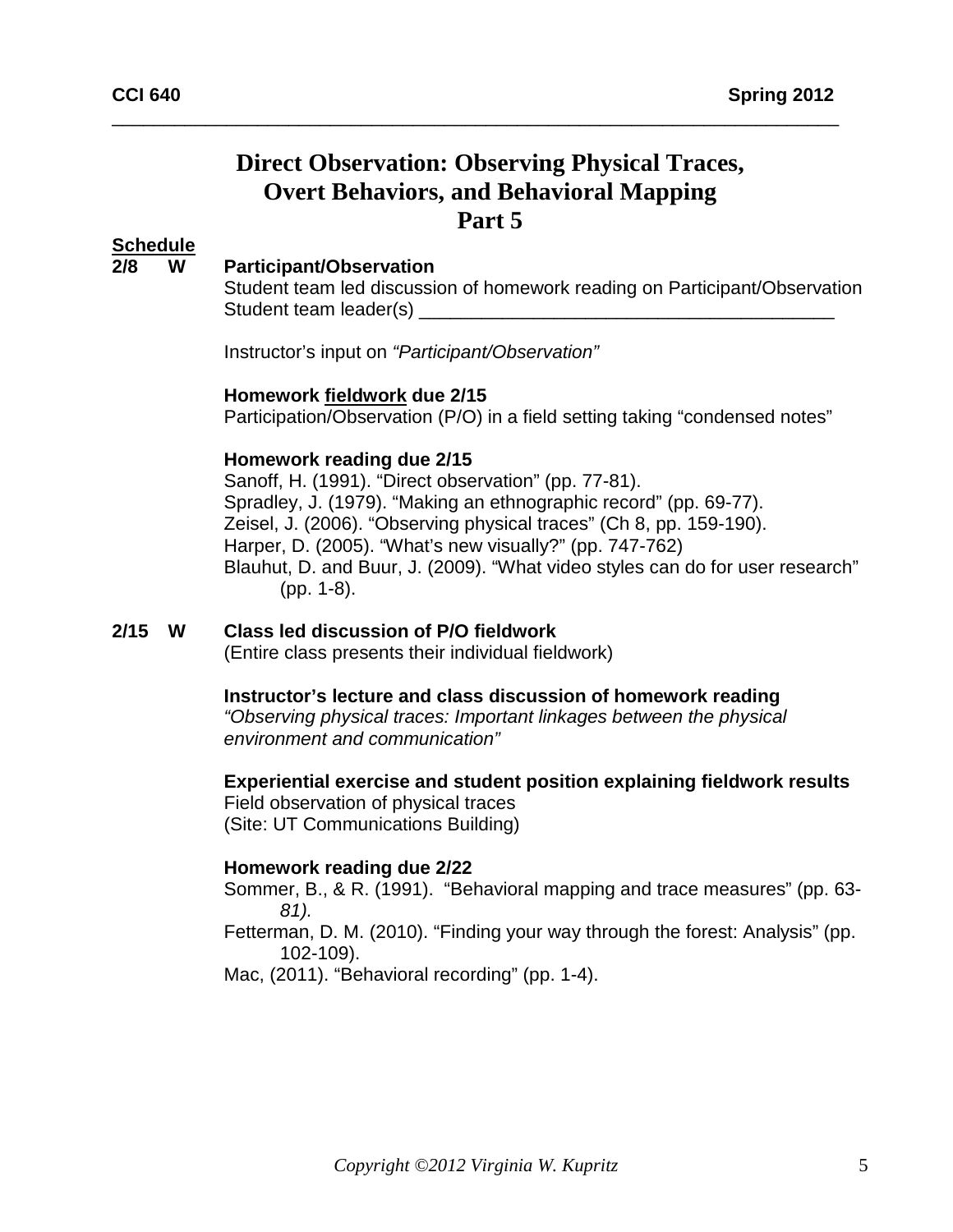# Direct Observation: Observing Physical Traces, Overt Behaviors, and Behavioral Mapping
## Part 5

**Schedule**

**2/8 W** **Participant/Observation**

Student team led discussion of homework reading on Participant/Observation
Student team leader(s) ________________________________________

Instructor's input on *"Participant/Observation"*

**Homework fieldwork due 2/15**
Participation/Observation (P/O) in a field setting taking "condensed notes"

**Homework reading due 2/15**
Sanoff, H. (1991). "Direct observation" (pp. 77-81).
Spradley, J. (1979). "Making an ethnographic record" (pp. 69-77).
Zeisel, J. (2006). "Observing physical traces" (Ch 8, pp. 159-190).
Harper, D. (2005). "What's new visually?" (pp. 747-762)
Blauhut, D. and Buur, J. (2009). "What video styles can do for user research" (pp. 1-8).

**2/15 W** **Class led discussion of P/O fieldwork**
(Entire class presents their individual fieldwork)

**Instructor's lecture and class discussion of homework reading**
*"Observing physical traces: Important linkages between the physical environment and communication"*

**Experiential exercise and student position explaining fieldwork results**
Field observation of physical traces
(Site: UT Communications Building)

**Homework reading due 2/22**
Sommer, B., & R. (1991). "Behavioral mapping and trace measures" (pp. 63-*81).*
Fetterman, D. M. (2010). "Finding your way through the forest: Analysis" (pp. 102-109).
Mac, (2011). "Behavioral recording" (pp. 1-4).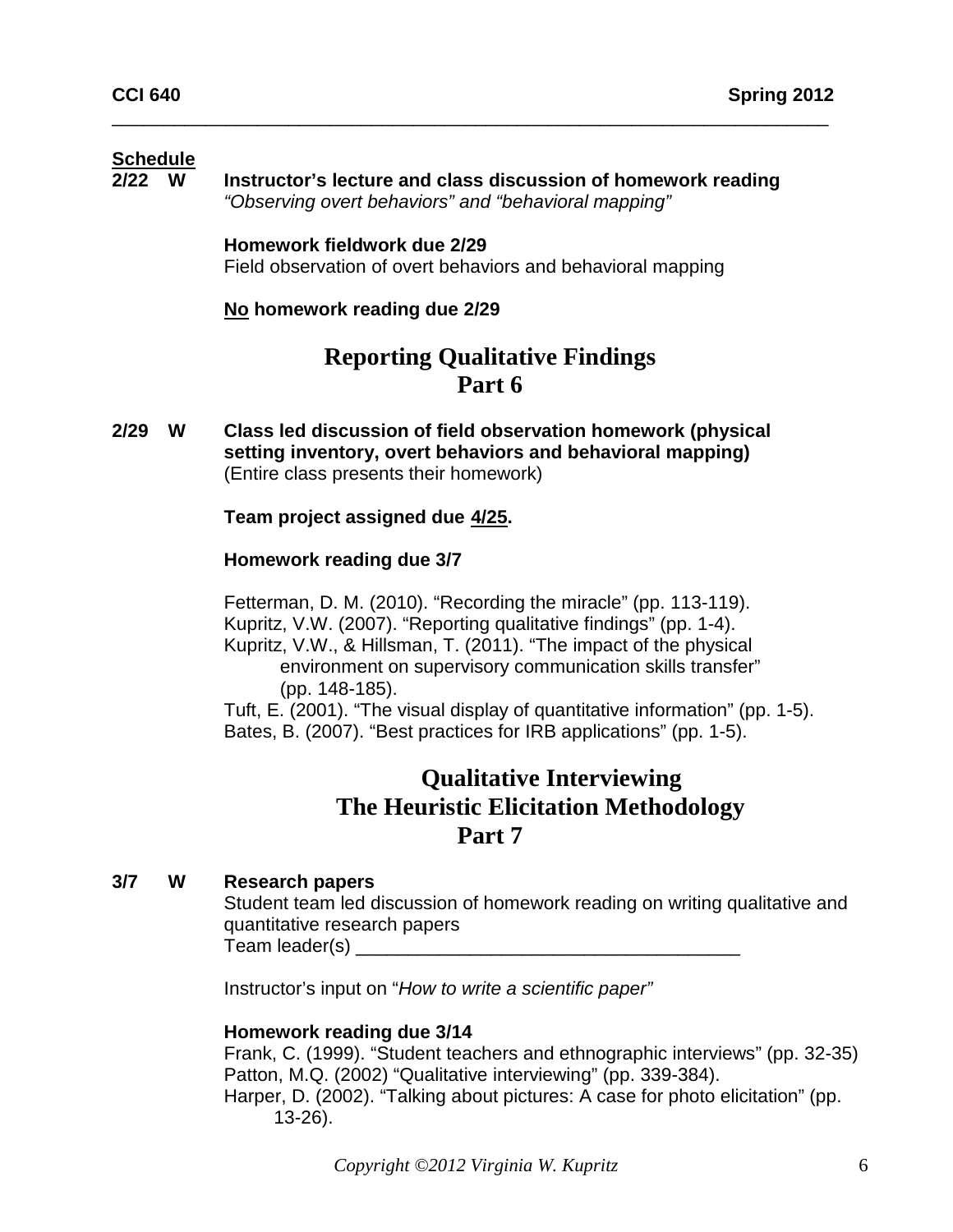**Schedule**

**2/22 W** **Instructor's lecture and class discussion of homework reading**
*"Observing overt behaviors" and "behavioral mapping"*

**Homework fieldwork due 2/29**
Field observation of overt behaviors and behavioral mapping

**No homework reading due 2/29**

## Reporting Qualitative Findings Part 6

**2/29 W** **Class led discussion of field observation homework (physical setting inventory, overt behaviors and behavioral mapping)**
(Entire class presents their homework)

**Team project assigned due 4/25.**

**Homework reading due 3/7**

Fetterman, D. M. (2010). "Recording the miracle" (pp. 113-119).
Kupritz, V.W. (2007). "Reporting qualitative findings" (pp. 1-4).
Kupritz, V.W., & Hillsman, T. (2011). "The impact of the physical environment on supervisory communication skills transfer" (pp. 148-185).
Tuft, E. (2001). "The visual display of quantitative information" (pp. 1-5).
Bates, B. (2007). "Best practices for IRB applications" (pp. 1-5).

## Qualitative Interviewing The Heuristic Elicitation Methodology Part 7

**3/7 W** **Research papers**
Student team led discussion of homework reading on writing qualitative and quantitative research papers
Team leader(s) _____________________________________

Instructor's input on "*How to write a scientific paper"*

**Homework reading due 3/14**
Frank, C. (1999). "Student teachers and ethnographic interviews" (pp. 32-35)
Patton, M.Q. (2002) "Qualitative interviewing" (pp. 339-384).
Harper, D. (2002). "Talking about pictures: A case for photo elicitation" (pp. 13-26).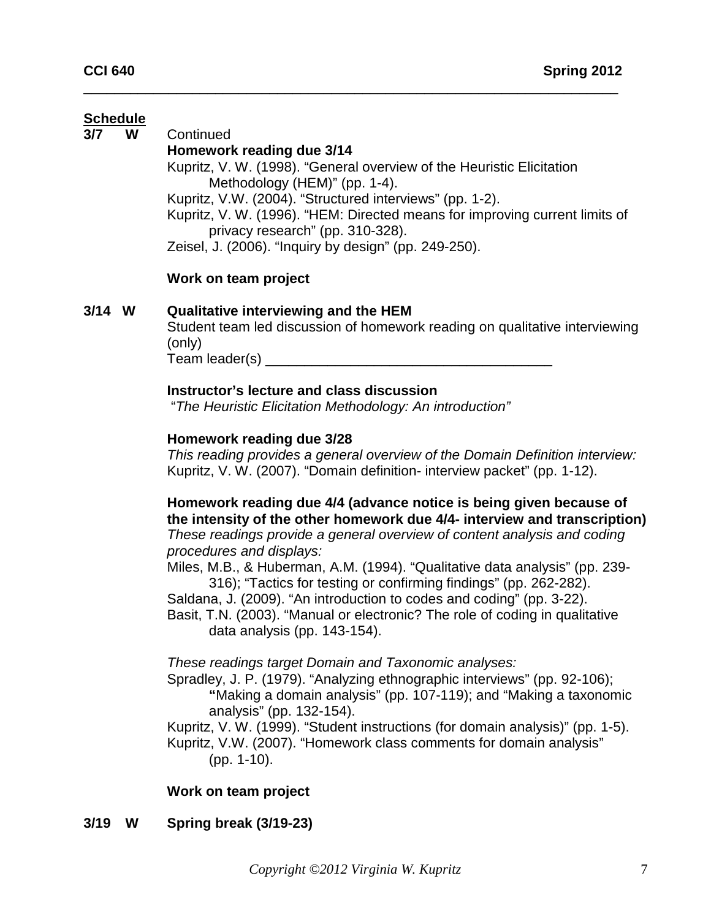## Schedule

**3/7 W** Continued

**Homework reading due 3/14**

Kupritz, V. W. (1998). "General overview of the Heuristic Elicitation Methodology (HEM)" (pp. 1-4).

Kupritz, V.W. (2004). "Structured interviews" (pp. 1-2).

Kupritz, V. W. (1996). "HEM: Directed means for improving current limits of privacy research" (pp. 310-328).

Zeisel, J. (2006). "Inquiry by design" (pp. 249-250).

**Work on team project**

**3/14 W Qualitative interviewing and the HEM**

Student team led discussion of homework reading on qualitative interviewing (only)

Team leader(s) ____________________________________

**Instructor's lecture and class discussion**

"*The Heuristic Elicitation Methodology: An introduction"*

**Homework reading due 3/28**

*This reading provides a general overview of the Domain Definition interview:*

Kupritz, V. W. (2007). "Domain definition- interview packet" (pp. 1-12).

**Homework reading due 4/4 (advance notice is being given because of the intensity of the other homework due 4/4- interview and transcription)**

*These readings provide a general overview of content analysis and coding procedures and displays:*

Miles, M.B., & Huberman, A.M. (1994). "Qualitative data analysis" (pp. 239-316); "Tactics for testing or confirming findings" (pp. 262-282).

Saldana, J. (2009). "An introduction to codes and coding" (pp. 3-22).

Basit, T.N. (2003). "Manual or electronic? The role of coding in qualitative data analysis (pp. 143-154).

*These readings target Domain and Taxonomic analyses:*

Spradley, J. P. (1979). "Analyzing ethnographic interviews" (pp. 92-106); **"**Making a domain analysis" (pp. 107-119); and "Making a taxonomic analysis" (pp. 132-154).

Kupritz, V. W. (1999). "Student instructions (for domain analysis)" (pp. 1-5).

Kupritz, V.W. (2007). "Homework class comments for domain analysis" (pp. 1-10).

**Work on team project**

**3/19 W Spring break (3/19-23)**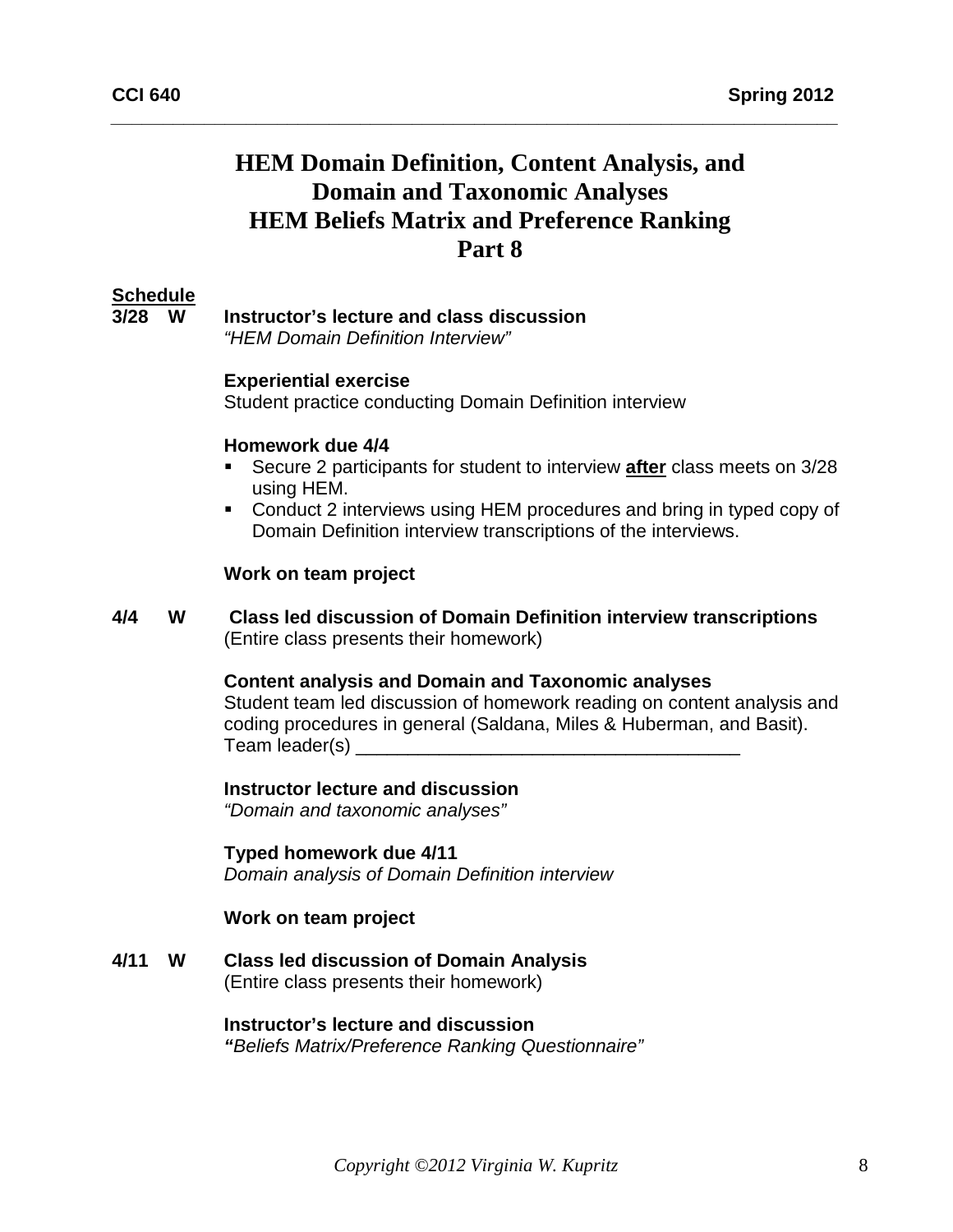# HEM Domain Definition, Content Analysis, and Domain and Taxonomic Analyses HEM Beliefs Matrix and Preference Ranking Part 8

**Schedule**

**3/28 W** **Instructor's lecture and class discussion**
*"HEM Domain Definition Interview"*

**Experiential exercise**
Student practice conducting Domain Definition interview

**Homework due 4/4**

- Secure 2 participants for student to interview **after** class meets on 3/28 using HEM.
- Conduct 2 interviews using HEM procedures and bring in typed copy of Domain Definition interview transcriptions of the interviews.

**Work on team project**

**4/4 W** **Class led discussion of Domain Definition interview transcriptions**
(Entire class presents their homework)

**Content analysis and Domain and Taxonomic analyses**
Student team led discussion of homework reading on content analysis and coding procedures in general (Saldana, Miles & Huberman, and Basit).
Team leader(s) ____________________________________

**Instructor lecture and discussion**
*"Domain and taxonomic analyses"*

**Typed homework due 4/11**
*Domain analysis of Domain Definition interview*

**Work on team project**

**4/11 W** **Class led discussion of Domain Analysis**
(Entire class presents their homework)

**Instructor's lecture and discussion**
***"**Beliefs Matrix/Preference Ranking Questionnaire"*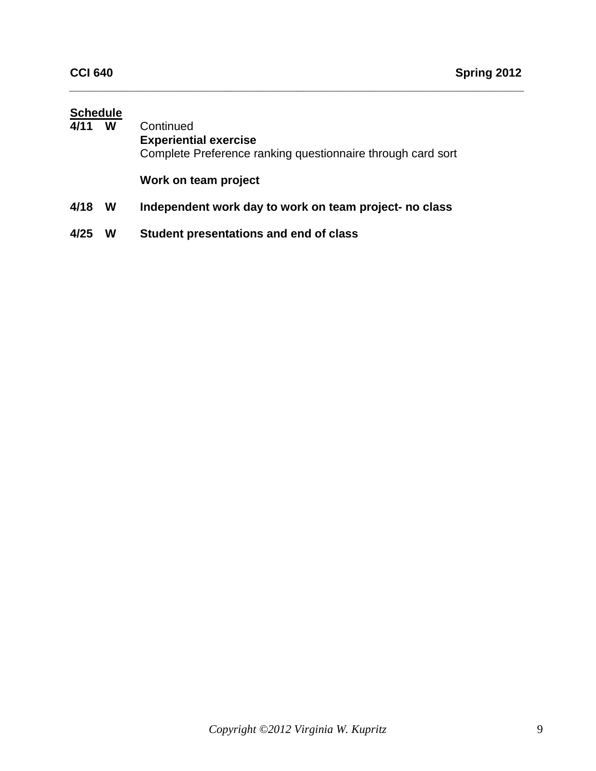**Schedule**

| | | |
|---|---|---|
| **4/11** | **W** | Continued<br>**Experiential exercise**<br>Complete Preference ranking questionnaire through card sort<br><br>**Work on team project** |
| **4/18** | **W** | **Independent work day to work on team project- no class** |
| **4/25** | **W** | **Student presentations and end of class** |

*Copyright ©2012 Virginia W. Kupritz*